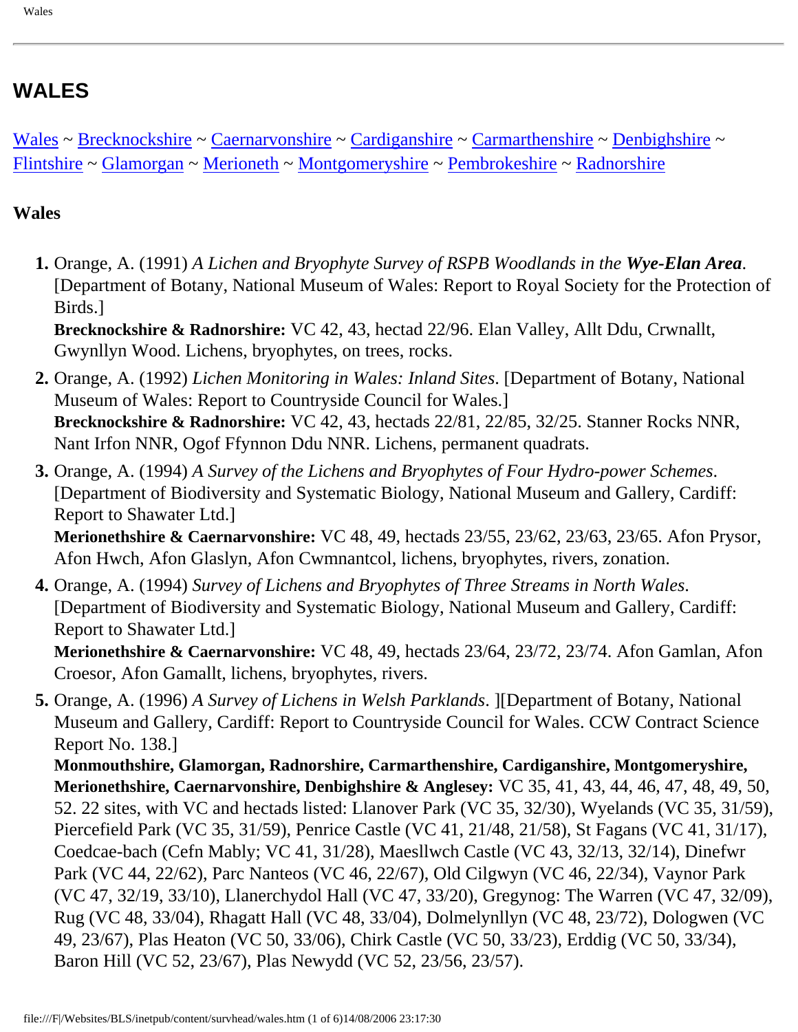# WALES

[Wales](#) ~ [Brecknockshire](#) ~ [Caernarvonshire](#) ~ [Cardiganshire](#) ~ [Carmarthenshire](#) ~ [Denbighshire](#) ~ [Flintshire](#) ~ [Glamorgan](#) ~ [Merioneth](#) ~ [Montgomeryshire](#) ~ [Pembrokeshire](#) ~ [Radnorshire](#)

**Wales**

1. Orange, A. (1991) *A Lichen and Bryophyte Survey of RSPB Woodlands in the* ***Wye-Elan Area***. [Department of Botany, National Museum of Wales: Report to Royal Society for the Protection of Birds.]
   **Brecknockshire & Radnorshire:** VC 42, 43, hectad 22/96. Elan Valley, Allt Ddu, Crwnallt, Gwynllyn Wood. Lichens, bryophytes, on trees, rocks.
2. Orange, A. (1992) *Lichen Monitoring in Wales: Inland Sites*. [Department of Botany, National Museum of Wales: Report to Countryside Council for Wales.]
   **Brecknockshire & Radnorshire:** VC 42, 43, hectads 22/81, 22/85, 32/25. Stanner Rocks NNR, Nant Irfon NNR, Ogof Ffynnon Ddu NNR. Lichens, permanent quadrats.
3. Orange, A. (1994) *A Survey of the Lichens and Bryophytes of Four Hydro-power Schemes*. [Department of Biodiversity and Systematic Biology, National Museum and Gallery, Cardiff: Report to Shawater Ltd.]
   **Merionethshire & Caernarvonshire:** VC 48, 49, hectads 23/55, 23/62, 23/63, 23/65. Afon Prysor, Afon Hwch, Afon Glaslyn, Afon Cwmnantcol, lichens, bryophytes, rivers, zonation.
4. Orange, A. (1994) *Survey of Lichens and Bryophytes of Three Streams in North Wales*. [Department of Biodiversity and Systematic Biology, National Museum and Gallery, Cardiff: Report to Shawater Ltd.]
   **Merionethshire & Caernarvonshire:** VC 48, 49, hectads 23/64, 23/72, 23/74. Afon Gamlan, Afon Croesor, Afon Gamallt, lichens, bryophytes, rivers.
5. Orange, A. (1996) *A Survey of Lichens in Welsh Parklands*. ][Department of Botany, National Museum and Gallery, Cardiff: Report to Countryside Council for Wales. CCW Contract Science Report No. 138.]
   **Monmouthshire, Glamorgan, Radnorshire, Carmarthenshire, Cardiganshire, Montgomeryshire, Merionethshire, Caernarvonshire, Denbighshire & Anglesey:** VC 35, 41, 43, 44, 46, 47, 48, 49, 50, 52. 22 sites, with VC and hectads listed: Llanover Park (VC 35, 32/30), Wyelands (VC 35, 31/59), Piercefield Park (VC 35, 31/59), Penrice Castle (VC 41, 21/48, 21/58), St Fagans (VC 41, 31/17), Coedcae-bach (Cefn Mably; VC 41, 31/28), Maesllwch Castle (VC 43, 32/13, 32/14), Dinefwr Park (VC 44, 22/62), Parc Nanteos (VC 46, 22/67), Old Cilgwyn (VC 46, 22/34), Vaynor Park (VC 47, 32/19, 33/10), Llanerchydol Hall (VC 47, 33/20), Gregynog: The Warren (VC 47, 32/09), Rug (VC 48, 33/04), Rhagatt Hall (VC 48, 33/04), Dolmelynllyn (VC 48, 23/72), Dologwen (VC 49, 23/67), Plas Heaton (VC 50, 33/06), Chirk Castle (VC 50, 33/23), Erddig (VC 50, 33/34), Baron Hill (VC 52, 23/67), Plas Newydd (VC 52, 23/56, 23/57).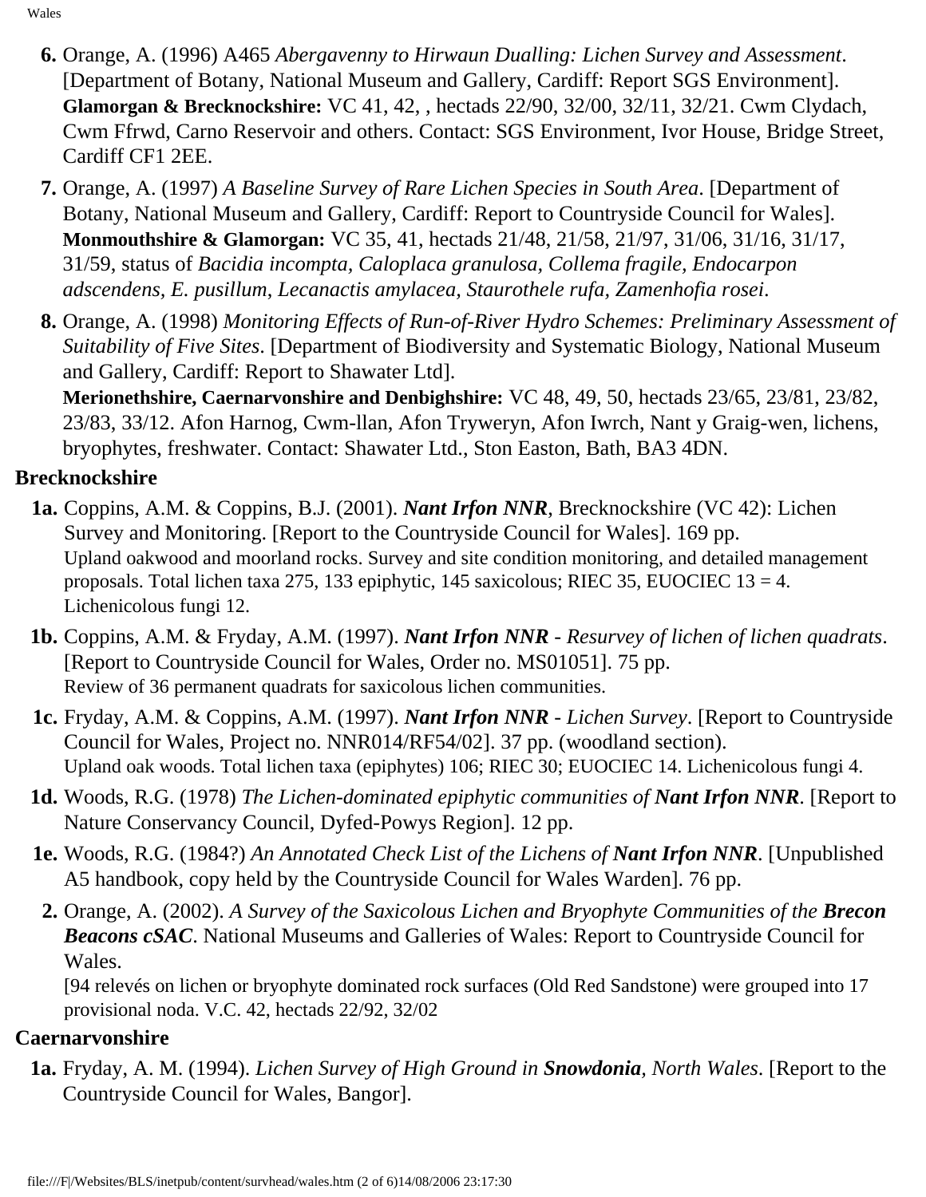6. Orange, A. (1996) A465 *Abergavenny to Hirwaun Dualling: Lichen Survey and Assessment*. [Department of Botany, National Museum and Gallery, Cardiff: Report SGS Environment]. **Glamorgan & Brecknockshire:** VC 41, 42, , hectads 22/90, 32/00, 32/11, 32/21. Cwm Clydach, Cwm Ffrwd, Carno Reservoir and others. Contact: SGS Environment, Ivor House, Bridge Street, Cardiff CF1 2EE.

7. Orange, A. (1997) *A Baseline Survey of Rare Lichen Species in South Area*. [Department of Botany, National Museum and Gallery, Cardiff: Report to Countryside Council for Wales]. **Monmouthshire & Glamorgan:** VC 35, 41, hectads 21/48, 21/58, 21/97, 31/06, 31/16, 31/17, 31/59, status of *Bacidia incompta, Caloplaca granulosa, Collema fragile, Endocarpon adscendens, E. pusillum*, *Lecanactis amylacea, Staurothele rufa, Zamenhofia rosei*.

8. Orange, A. (1998) *Monitoring Effects of Run-of-River Hydro Schemes: Preliminary Assessment of Suitability of Five Sites*. [Department of Biodiversity and Systematic Biology, National Museum and Gallery, Cardiff: Report to Shawater Ltd]. **Merionethshire, Caernarvonshire and Denbighshire:** VC 48, 49, 50, hectads 23/65, 23/81, 23/82, 23/83, 33/12. Afon Harnog, Cwm-llan, Afon Tryweryn, Afon Iwrch, Nant y Graig-wen, lichens, bryophytes, freshwater. Contact: Shawater Ltd., Ston Easton, Bath, BA3 4DN.

## Brecknockshire

**1a.** Coppins, A.M. & Coppins, B.J. (2001). ***Nant Irfon NNR***, Brecknockshire (VC 42): Lichen Survey and Monitoring. [Report to the Countryside Council for Wales]. 169 pp.
Upland oakwood and moorland rocks. Survey and site condition monitoring, and detailed management proposals. Total lichen taxa 275, 133 epiphytic, 145 saxicolous; RIEC 35, EUOCIEC 13 = 4. Lichenicolous fungi 12.

**1b.** Coppins, A.M. & Fryday, A.M. (1997). ***Nant Irfon NNR*** - *Resurvey of lichen of lichen quadrats*. [Report to Countryside Council for Wales, Order no. MS01051]. 75 pp.
Review of 36 permanent quadrats for saxicolous lichen communities.

**1c.** Fryday, A.M. & Coppins, A.M. (1997). ***Nant Irfon NNR*** - *Lichen Survey*. [Report to Countryside Council for Wales, Project no. NNR014/RF54/02]. 37 pp. (woodland section).
Upland oak woods. Total lichen taxa (epiphytes) 106; RIEC 30; EUOCIEC 14. Lichenicolous fungi 4.

**1d.** Woods, R.G. (1978) *The Lichen-dominated epiphytic communities of **Nant Irfon NNR***. [Report to Nature Conservancy Council, Dyfed-Powys Region]. 12 pp.

**1e.** Woods, R.G. (1984?) *An Annotated Check List of the Lichens of **Nant Irfon NNR***. [Unpublished A5 handbook, copy held by the Countryside Council for Wales Warden]. 76 pp.

**2.** Orange, A. (2002). *A Survey of the Saxicolous Lichen and Bryophyte Communities of the **Brecon Beacons cSAC***. National Museums and Galleries of Wales: Report to Countryside Council for Wales.
[94 relevés on lichen or bryophyte dominated rock surfaces (Old Red Sandstone) were grouped into 17 provisional noda. V.C. 42, hectads 22/92, 32/02

## Caernarvonshire

**1a.** Fryday, A. M. (1994). *Lichen Survey of High Ground in **Snowdonia**, North Wales*. [Report to the Countryside Council for Wales, Bangor].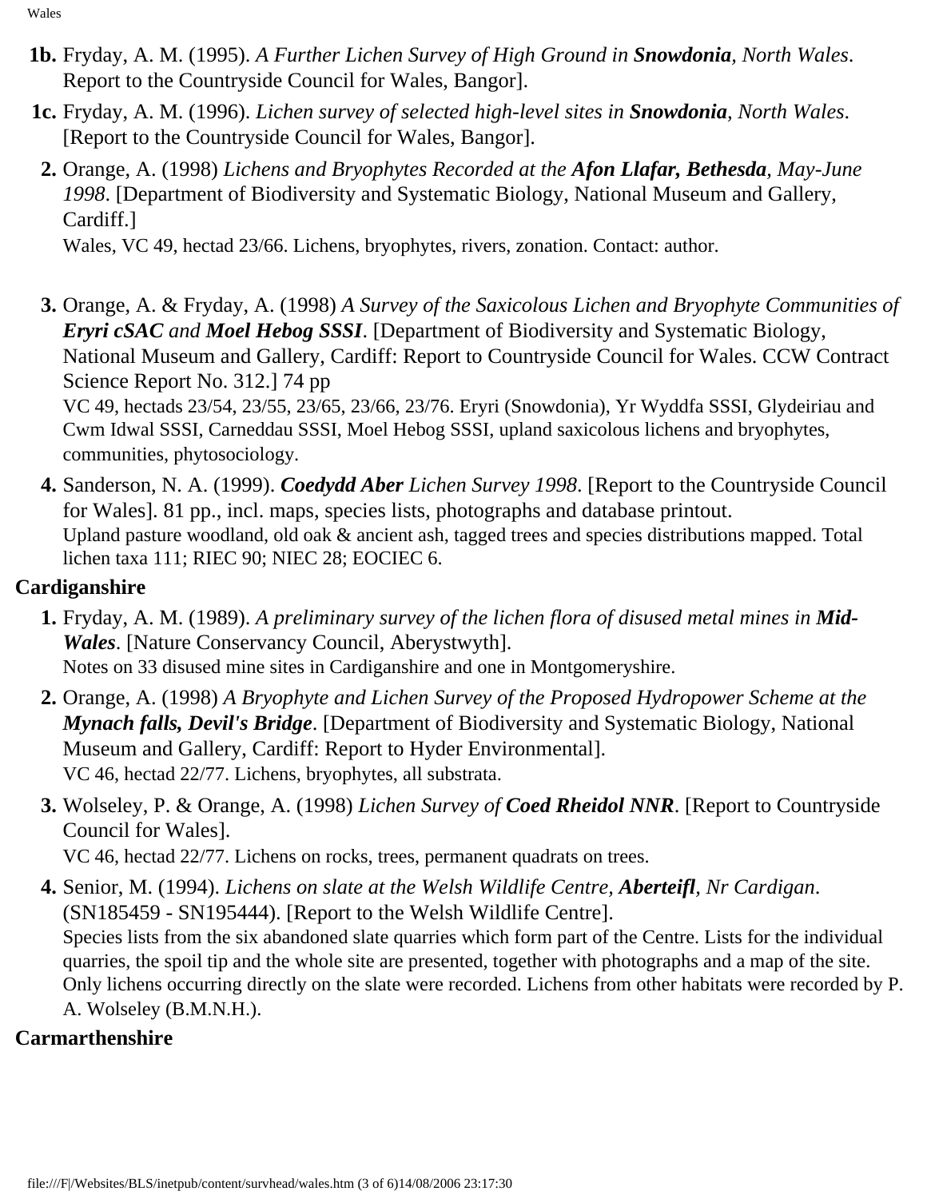**1b.** Fryday, A. M. (1995). *A Further Lichen Survey of High Ground in **Snowdonia**, North Wales*. Report to the Countryside Council for Wales, Bangor].

**1c.** Fryday, A. M. (1996). *Lichen survey of selected high-level sites in **Snowdonia**, North Wales*. [Report to the Countryside Council for Wales, Bangor].

**2.** Orange, A. (1998) *Lichens and Bryophytes Recorded at the **Afon Llafar, Bethesda**, May-June 1998*. [Department of Biodiversity and Systematic Biology, National Museum and Gallery, Cardiff.]
Wales, VC 49, hectad 23/66. Lichens, bryophytes, rivers, zonation. Contact: author.

**3.** Orange, A. & Fryday, A. (1998) *A Survey of the Saxicolous Lichen and Bryophyte Communities of **Eryri cSAC** and **Moel Hebog SSSI***. [Department of Biodiversity and Systematic Biology, National Museum and Gallery, Cardiff: Report to Countryside Council for Wales. CCW Contract Science Report No. 312.] 74 pp
VC 49, hectads 23/54, 23/55, 23/65, 23/66, 23/76. Eryri (Snowdonia), Yr Wyddfa SSSI, Glydeiriau and Cwm Idwal SSSI, Carneddau SSSI, Moel Hebog SSSI, upland saxicolous lichens and bryophytes, communities, phytosociology.

**4.** Sanderson, N. A. (1999). ***Coedydd Aber** Lichen Survey 1998*. [Report to the Countryside Council for Wales]. 81 pp., incl. maps, species lists, photographs and database printout.
Upland pasture woodland, old oak & ancient ash, tagged trees and species distributions mapped. Total lichen taxa 111; RIEC 90; NIEC 28; EOCIEC 6.

**Cardiganshire**

**1.** Fryday, A. M. (1989). *A preliminary survey of the lichen flora of disused metal mines in **Mid-Wales***. [Nature Conservancy Council, Aberystwyth].
Notes on 33 disused mine sites in Cardiganshire and one in Montgomeryshire.

**2.** Orange, A. (1998) *A Bryophyte and Lichen Survey of the Proposed Hydropower Scheme at the **Mynach falls, Devil's Bridge***. [Department of Biodiversity and Systematic Biology, National Museum and Gallery, Cardiff: Report to Hyder Environmental].
VC 46, hectad 22/77. Lichens, bryophytes, all substrata.

**3.** Wolseley, P. & Orange, A. (1998) *Lichen Survey of **Coed Rheidol NNR***. [Report to Countryside Council for Wales].
VC 46, hectad 22/77. Lichens on rocks, trees, permanent quadrats on trees.

**4.** Senior, M. (1994). *Lichens on slate at the Welsh Wildlife Centre, **Aberteifl**, Nr Cardigan*. (SN185459 - SN195444). [Report to the Welsh Wildlife Centre].
Species lists from the six abandoned slate quarries which form part of the Centre. Lists for the individual quarries, the spoil tip and the whole site are presented, together with photographs and a map of the site. Only lichens occurring directly on the slate were recorded. Lichens from other habitats were recorded by P. A. Wolseley (B.M.N.H.).

**Carmarthenshire**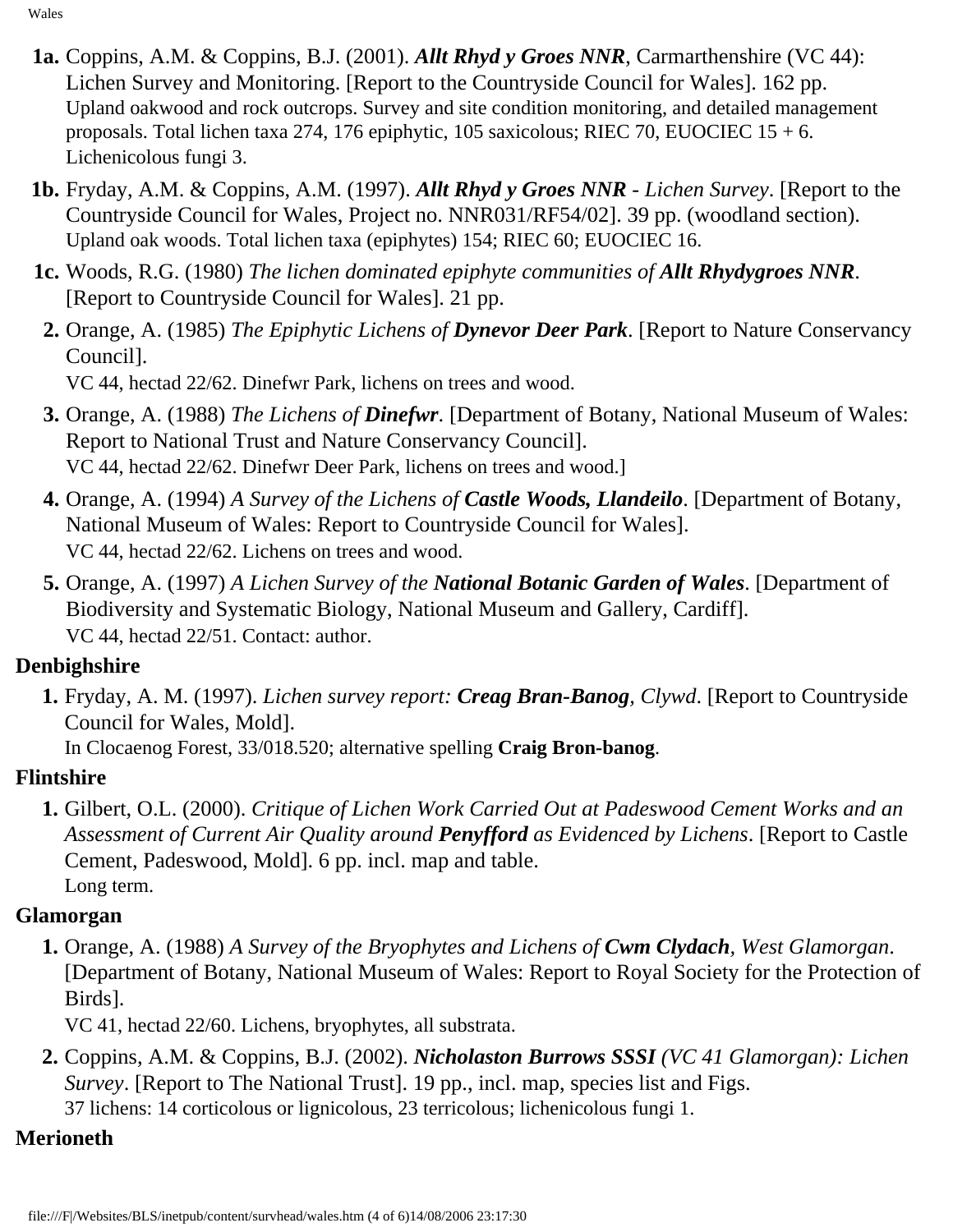- **1a.** Coppins, A.M. & Coppins, B.J. (2001). ***Allt Rhyd y Groes NNR***, Carmarthenshire (VC 44): Lichen Survey and Monitoring. [Report to the Countryside Council for Wales]. 162 pp.
  Upland oakwood and rock outcrops. Survey and site condition monitoring, and detailed management proposals. Total lichen taxa 274, 176 epiphytic, 105 saxicolous; RIEC 70, EUOCIEC 15 + 6. Lichenicolous fungi 3.
- **1b.** Fryday, A.M. & Coppins, A.M. (1997). ***Allt Rhyd y Groes NNR*** *- Lichen Survey*. [Report to the Countryside Council for Wales, Project no. NNR031/RF54/02]. 39 pp. (woodland section).
  Upland oak woods. Total lichen taxa (epiphytes) 154; RIEC 60; EUOCIEC 16.
- **1c.** Woods, R.G. (1980) *The lichen dominated epiphyte communities of* ***Allt Rhydygroes NNR***. [Report to Countryside Council for Wales]. 21 pp.
- **2.** Orange, A. (1985) *The Epiphytic Lichens of* ***Dynevor Deer Park***. [Report to Nature Conservancy Council].
  VC 44, hectad 22/62. Dinefwr Park, lichens on trees and wood.
- **3.** Orange, A. (1988) *The Lichens of* ***Dinefwr***. [Department of Botany, National Museum of Wales: Report to National Trust and Nature Conservancy Council].
  VC 44, hectad 22/62. Dinefwr Deer Park, lichens on trees and wood.]
- **4.** Orange, A. (1994) *A Survey of the Lichens of* ***Castle Woods, Llandeilo***. [Department of Botany, National Museum of Wales: Report to Countryside Council for Wales].
  VC 44, hectad 22/62. Lichens on trees and wood.
- **5.** Orange, A. (1997) *A Lichen Survey of the* ***National Botanic Garden of Wales***. [Department of Biodiversity and Systematic Biology, National Museum and Gallery, Cardiff].
  VC 44, hectad 22/51. Contact: author.

## Denbighshire

1. Fryday, A. M. (1997). *Lichen survey report:* ***Creag Bran-Banog***, *Clywd*. [Report to Countryside Council for Wales, Mold].
   In Clocaenog Forest, 33/018.520; alternative spelling **Craig Bron-banog**.

## Flintshire

1. Gilbert, O.L. (2000). *Critique of Lichen Work Carried Out at Padeswood Cement Works and an Assessment of Current Air Quality around* ***Penyfford*** *as Evidenced by Lichens*. [Report to Castle Cement, Padeswood, Mold]. 6 pp. incl. map and table.
   Long term.

## Glamorgan

1. Orange, A. (1988) *A Survey of the Bryophytes and Lichens of* ***Cwm Clydach***, *West Glamorgan*. [Department of Botany, National Museum of Wales: Report to Royal Society for the Protection of Birds].
   VC 41, hectad 22/60. Lichens, bryophytes, all substrata.
2. Coppins, A.M. & Coppins, B.J. (2002). ***Nicholaston Burrows SSSI*** *(VC 41 Glamorgan): Lichen Survey*. [Report to The National Trust]. 19 pp., incl. map, species list and Figs.
   37 lichens: 14 corticolous or lignicolous, 23 terricolous; lichenicolous fungi 1.

## Merioneth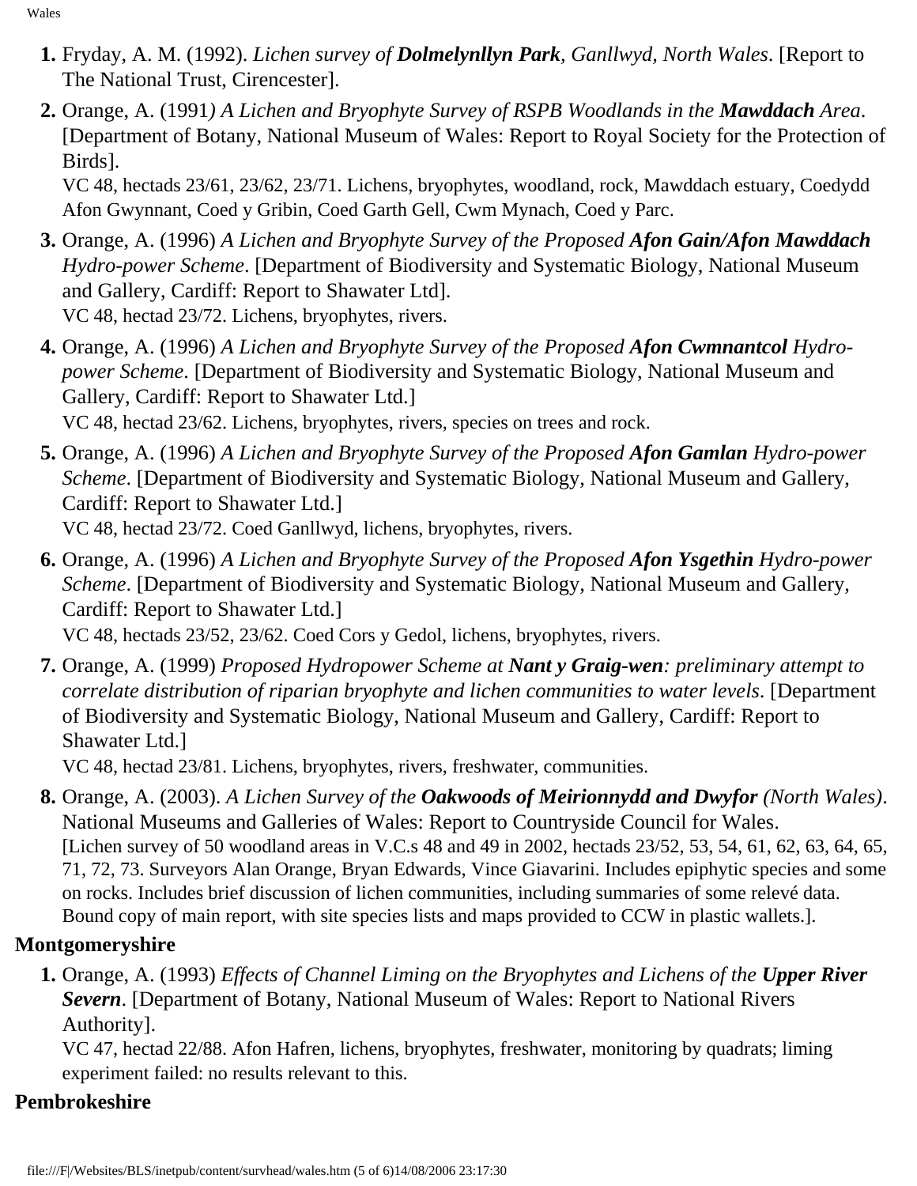1. Fryday, A. M. (1992). *Lichen survey of **Dolmelynllyn Park**, Ganllwyd, North Wales*. [Report to The National Trust, Cirencester].
2. Orange, A. (1991*) A Lichen and Bryophyte Survey of RSPB Woodlands in the **Mawddach** Area*. [Department of Botany, National Museum of Wales: Report to Royal Society for the Protection of Birds].
   VC 48, hectads 23/61, 23/62, 23/71. Lichens, bryophytes, woodland, rock, Mawddach estuary, Coedydd Afon Gwynnant, Coed y Gribin, Coed Garth Gell, Cwm Mynach, Coed y Parc.
3. Orange, A. (1996) *A Lichen and Bryophyte Survey of the Proposed **Afon Gain/Afon Mawddach** Hydro-power Scheme*. [Department of Biodiversity and Systematic Biology, National Museum and Gallery, Cardiff: Report to Shawater Ltd].
   VC 48, hectad 23/72. Lichens, bryophytes, rivers.
4. Orange, A. (1996) *A Lichen and Bryophyte Survey of the Proposed **Afon Cwmnantcol** Hydro-power Scheme*. [Department of Biodiversity and Systematic Biology, National Museum and Gallery, Cardiff: Report to Shawater Ltd.]
   VC 48, hectad 23/62. Lichens, bryophytes, rivers, species on trees and rock.
5. Orange, A. (1996) *A Lichen and Bryophyte Survey of the Proposed **Afon Gamlan** Hydro-power Scheme*. [Department of Biodiversity and Systematic Biology, National Museum and Gallery, Cardiff: Report to Shawater Ltd.]
   VC 48, hectad 23/72. Coed Ganllwyd, lichens, bryophytes, rivers.
6. Orange, A. (1996) *A Lichen and Bryophyte Survey of the Proposed **Afon Ysgethin** Hydro-power Scheme*. [Department of Biodiversity and Systematic Biology, National Museum and Gallery, Cardiff: Report to Shawater Ltd.]
   VC 48, hectads 23/52, 23/62. Coed Cors y Gedol, lichens, bryophytes, rivers.
7. Orange, A. (1999) *Proposed Hydropower Scheme at **Nant y Graig-wen**: preliminary attempt to correlate distribution of riparian bryophyte and lichen communities to water levels*. [Department of Biodiversity and Systematic Biology, National Museum and Gallery, Cardiff: Report to Shawater Ltd.]
   VC 48, hectad 23/81. Lichens, bryophytes, rivers, freshwater, communities.
8. Orange, A. (2003). *A Lichen Survey of the **Oakwoods of Meirionnydd and Dwyfor** (North Wales)*. National Museums and Galleries of Wales: Report to Countryside Council for Wales.
   [Lichen survey of 50 woodland areas in V.C.s 48 and 49 in 2002, hectads 23/52, 53, 54, 61, 62, 63, 64, 65, 71, 72, 73. Surveyors Alan Orange, Bryan Edwards, Vince Giavarini. Includes epiphytic species and some on rocks. Includes brief discussion of lichen communities, including summaries of some relevé data. Bound copy of main report, with site species lists and maps provided to CCW in plastic wallets.].

### Montgomeryshire

1. Orange, A. (1993) *Effects of Channel Liming on the Bryophytes and Lichens of the **Upper River Severn***. [Department of Botany, National Museum of Wales: Report to National Rivers Authority].
   VC 47, hectad 22/88. Afon Hafren, lichens, bryophytes, freshwater, monitoring by quadrats; liming experiment failed: no results relevant to this.

### Pembrokeshire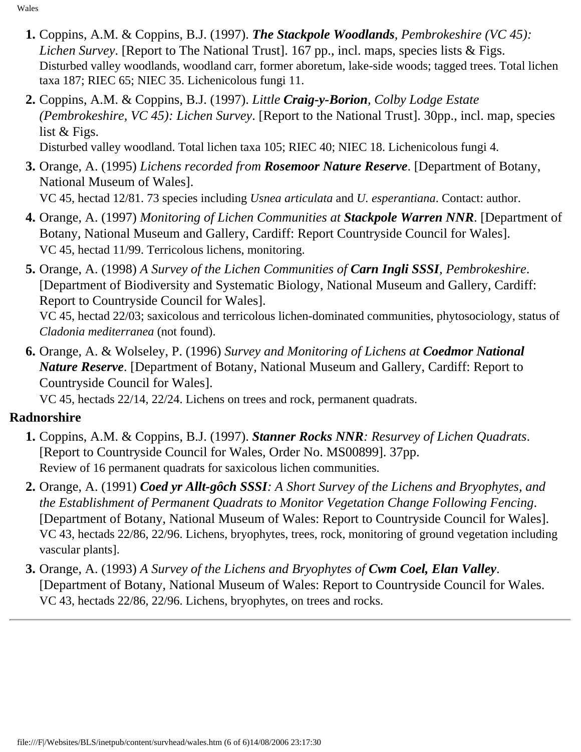1. Coppins, A.M. & Coppins, B.J. (1997). ***The Stackpole Woodlands**, Pembrokeshire (VC 45): Lichen Survey*. [Report to The National Trust]. 167 pp., incl. maps, species lists & Figs.
   Disturbed valley woodlands, woodland carr, former aboretum, lake-side woods; tagged trees. Total lichen taxa 187; RIEC 65; NIEC 35. Lichenicolous fungi 11.
2. Coppins, A.M. & Coppins, B.J. (1997). *Little **Craig-y-Borion**, Colby Lodge Estate (Pembrokeshire, VC 45): Lichen Survey*. [Report to the National Trust]. 30pp., incl. map, species list & Figs.
   Disturbed valley woodland. Total lichen taxa 105; RIEC 40; NIEC 18. Lichenicolous fungi 4.
3. Orange, A. (1995) *Lichens recorded from **Rosemoor Nature Reserve***. [Department of Botany, National Museum of Wales].
   VC 45, hectad 12/81. 73 species including *Usnea articulata* and *U. esperantiana*. Contact: author.
4. Orange, A. (1997) *Monitoring of Lichen Communities at **Stackpole Warren NNR***. [Department of Botany, National Museum and Gallery, Cardiff: Report Countryside Council for Wales].
   VC 45, hectad 11/99. Terricolous lichens, monitoring.
5. Orange, A. (1998) *A Survey of the Lichen Communities of **Carn Ingli SSSI**, Pembrokeshire*. [Department of Biodiversity and Systematic Biology, National Museum and Gallery, Cardiff: Report to Countryside Council for Wales].
   VC 45, hectad 22/03; saxicolous and terricolous lichen-dominated communities, phytosociology, status of *Cladonia mediterranea* (not found).
6. Orange, A. & Wolseley, P. (1996) *Survey and Monitoring of Lichens at **Coedmor National Nature Reserve***. [Department of Botany, National Museum and Gallery, Cardiff: Report to Countryside Council for Wales].
   VC 45, hectads 22/14, 22/24. Lichens on trees and rock, permanent quadrats.

**Radnorshire**

1. Coppins, A.M. & Coppins, B.J. (1997). ***Stanner Rocks NNR**: Resurvey of Lichen Quadrats*. [Report to Countryside Council for Wales, Order No. MS00899]. 37pp.
   Review of 16 permanent quadrats for saxicolous lichen communities.
2. Orange, A. (1991) ***Coed yr Allt-gôch SSSI**: A Short Survey of the Lichens and Bryophytes, and the Establishment of Permanent Quadrats to Monitor Vegetation Change Following Fencing*. [Department of Botany, National Museum of Wales: Report to Countryside Council for Wales].
   VC 43, hectads 22/86, 22/96. Lichens, bryophytes, trees, rock, monitoring of ground vegetation including vascular plants].
3. Orange, A. (1993) *A Survey of the Lichens and Bryophytes of **Cwm Coel, Elan Valley***. [Department of Botany, National Museum of Wales: Report to Countryside Council for Wales.
   VC 43, hectads 22/86, 22/96. Lichens, bryophytes, on trees and rocks.